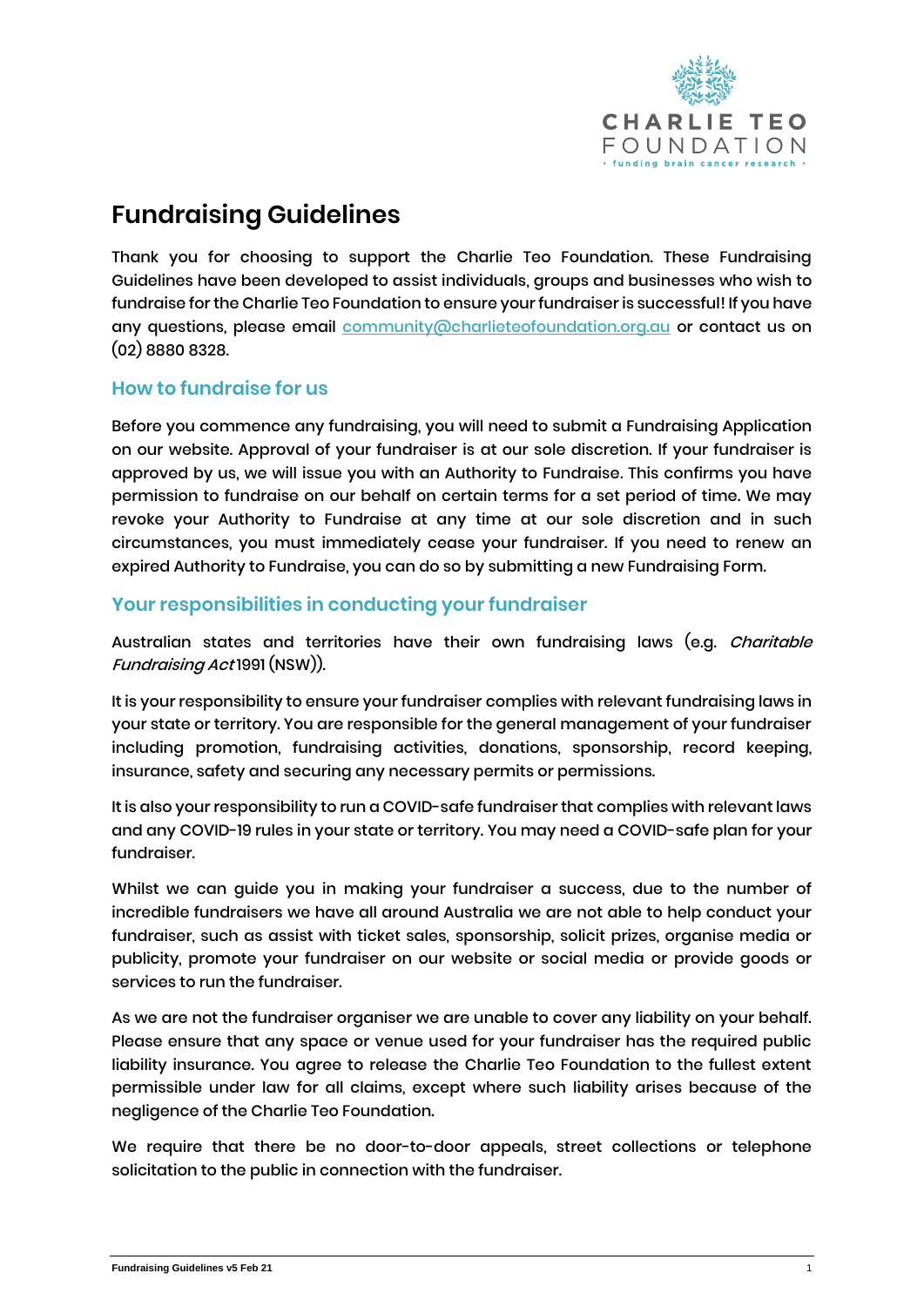# Fundraising Guidelines

Thank you for choosing to support the Charlie Teo Foundation. These Fundraising Guidelines have been developed to assist individuals, groups and businesses who wish to fundraise for the Charlie Teo Foundation to ensure your fundraiser is successful! If you have any questions, please email community@charlieteofoundation.org.au or contact us on (02) 8880 8328.

## How to fundraise for us

Before you commence any fundraising, you will need to submit a Fundraising Application on our website. Approval of your fundraiser is at our sole discretion. If your fundraiser is approved by us, we will issue you with an Authority to Fundraise. This confirms you have permission to fundraise on our behalf on certain terms for a set period of time. We may revoke your Authority to Fundraise at any time at our sole discretion and in such circumstances, you must immediately cease your fundraiser. If you need to renew an expired Authority to Fundraise, you can do so by submitting a new Fundraising Form.

## Your responsibilities in conducting your fundraiser

Australian states and territories have their own fundraising laws (e.g. *Charitable Fundraising Act* 1991 (NSW)).

It is your responsibility to ensure your fundraiser complies with relevant fundraising laws in your state or territory. You are responsible for the general management of your fundraiser including promotion, fundraising activities, donations, sponsorship, record keeping, insurance, safety and securing any necessary permits or permissions.

It is also your responsibility to run a COVID-safe fundraiser that complies with relevant laws and any COVID-19 rules in your state or territory. You may need a COVID-safe plan for your fundraiser.

Whilst we can guide you in making your fundraiser a success, due to the number of incredible fundraisers we have all around Australia we are not able to help conduct your fundraiser, such as assist with ticket sales, sponsorship, solicit prizes, organise media or publicity, promote your fundraiser on our website or social media or provide goods or services to run the fundraiser.

As we are not the fundraiser organiser we are unable to cover any liability on your behalf. Please ensure that any space or venue used for your fundraiser has the required public liability insurance. You agree to release the Charlie Teo Foundation to the fullest extent permissible under law for all claims, except where such liability arises because of the negligence of the Charlie Teo Foundation.

We require that there be no door-to-door appeals, street collections or telephone solicitation to the public in connection with the fundraiser.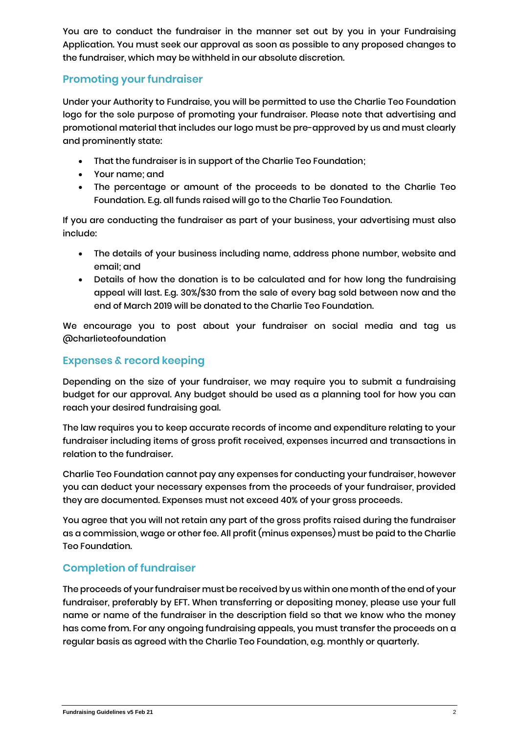You are to conduct the fundraiser in the manner set out by you in your Fundraising Application. You must seek our approval as soon as possible to any proposed changes to the fundraiser, which may be withheld in our absolute discretion.

## Promoting your fundraiser

Under your Authority to Fundraise, you will be permitted to use the Charlie Teo Foundation logo for the sole purpose of promoting your fundraiser. Please note that advertising and promotional material that includes our logo must be pre-approved by us and must clearly and prominently state:

- That the fundraiser is in support of the Charlie Teo Foundation;
- Your name; and
- The percentage or amount of the proceeds to be donated to the Charlie Teo Foundation. E.g. all funds raised will go to the Charlie Teo Foundation.

If you are conducting the fundraiser as part of your business, your advertising must also include:

- The details of your business including name, address phone number, website and email; and
- Details of how the donation is to be calculated and for how long the fundraising appeal will last. E.g. 30%/$30 from the sale of every bag sold between now and the end of March 2019 will be donated to the Charlie Teo Foundation.

We encourage you to post about your fundraiser on social media and tag us @charlieteofoundation

## Expenses & record keeping

Depending on the size of your fundraiser, we may require you to submit a fundraising budget for our approval. Any budget should be used as a planning tool for how you can reach your desired fundraising goal.

The law requires you to keep accurate records of income and expenditure relating to your fundraiser including items of gross profit received, expenses incurred and transactions in relation to the fundraiser.

Charlie Teo Foundation cannot pay any expenses for conducting your fundraiser, however you can deduct your necessary expenses from the proceeds of your fundraiser, provided they are documented. Expenses must not exceed 40% of your gross proceeds.

You agree that you will not retain any part of the gross profits raised during the fundraiser as a commission, wage or other fee. All profit (minus expenses) must be paid to the Charlie Teo Foundation.

## Completion of fundraiser

The proceeds of your fundraiser must be received by us within one month of the end of your fundraiser, preferably by EFT. When transferring or depositing money, please use your full name or name of the fundraiser in the description field so that we know who the money has come from. For any ongoing fundraising appeals, you must transfer the proceeds on a regular basis as agreed with the Charlie Teo Foundation, e.g. monthly or quarterly.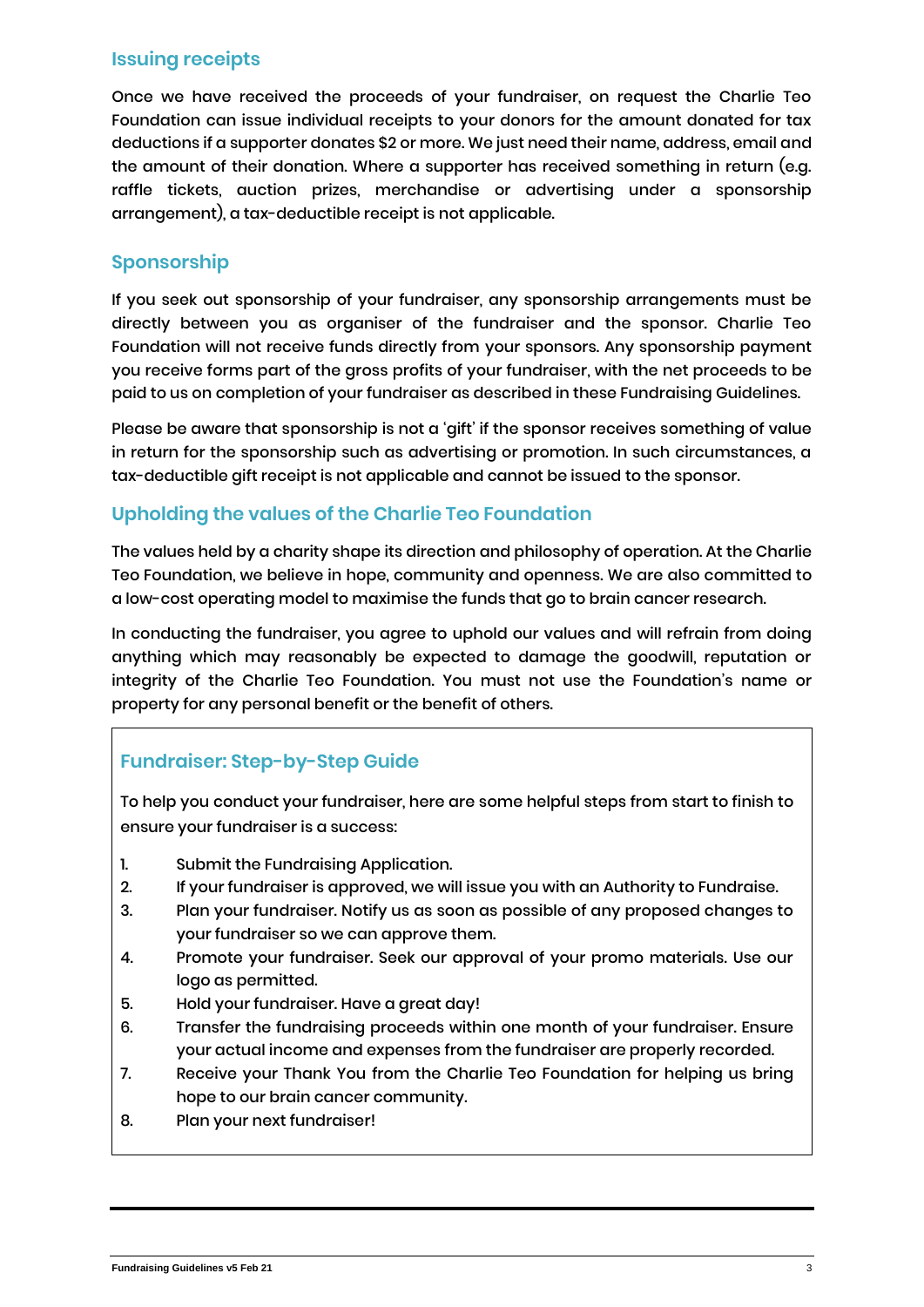## Issuing receipts

Once we have received the proceeds of your fundraiser, on request the Charlie Teo Foundation can issue individual receipts to your donors for the amount donated for tax deductions if a supporter donates $2 or more. We just need their name, address, email and the amount of their donation. Where a supporter has received something in return (e.g. raffle tickets, auction prizes, merchandise or advertising under a sponsorship arrangement), a tax-deductible receipt is not applicable.

## Sponsorship

If you seek out sponsorship of your fundraiser, any sponsorship arrangements must be directly between you as organiser of the fundraiser and the sponsor. Charlie Teo Foundation will not receive funds directly from your sponsors. Any sponsorship payment you receive forms part of the gross profits of your fundraiser, with the net proceeds to be paid to us on completion of your fundraiser as described in these Fundraising Guidelines.

Please be aware that sponsorship is not a 'gift' if the sponsor receives something of value in return for the sponsorship such as advertising or promotion. In such circumstances, a tax-deductible gift receipt is not applicable and cannot be issued to the sponsor.

## Upholding the values of the Charlie Teo Foundation

The values held by a charity shape its direction and philosophy of operation. At the Charlie Teo Foundation, we believe in hope, community and openness. We are also committed to a low-cost operating model to maximise the funds that go to brain cancer research.

In conducting the fundraiser, you agree to uphold our values and will refrain from doing anything which may reasonably be expected to damage the goodwill, reputation or integrity of the Charlie Teo Foundation. You must not use the Foundation's name or property for any personal benefit or the benefit of others.

## Fundraiser: Step-by-Step Guide

To help you conduct your fundraiser, here are some helpful steps from start to finish to ensure your fundraiser is a success:

1. Submit the Fundraising Application.
2. If your fundraiser is approved, we will issue you with an Authority to Fundraise.
3. Plan your fundraiser. Notify us as soon as possible of any proposed changes to your fundraiser so we can approve them.
4. Promote your fundraiser. Seek our approval of your promo materials. Use our logo as permitted.
5. Hold your fundraiser. Have a great day!
6. Transfer the fundraising proceeds within one month of your fundraiser. Ensure your actual income and expenses from the fundraiser are properly recorded.
7. Receive your Thank You from the Charlie Teo Foundation for helping us bring hope to our brain cancer community.
8. Plan your next fundraiser!